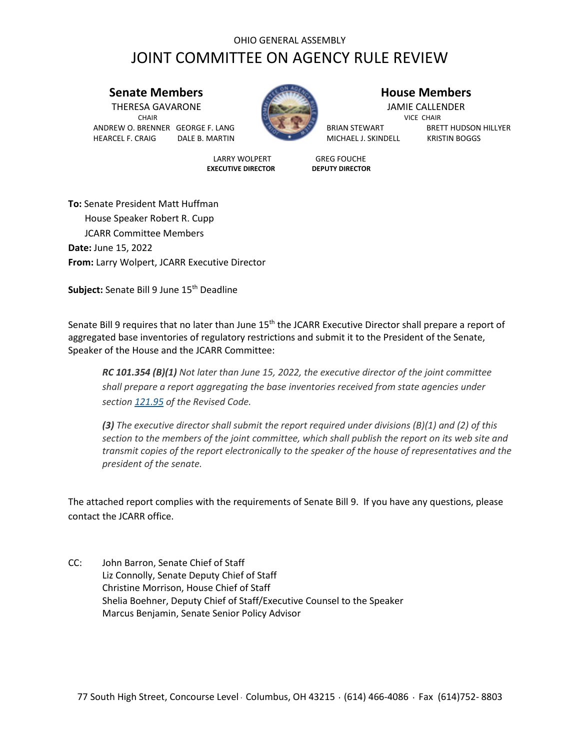OHIO GENERAL ASSEMBLY

# JOINT COMMITTEE ON AGENCY RULE REVIEW

**Senate Members**

THERESA GAVARONE
CHAIR

ANDREW O. BRENNER    GEORGE F. LANG
HEARCEL F. CRAIG    DALE B. MARTIN

**House Members**

JAMIE CALLENDER
VICE CHAIR

BRIAN STEWART    BRETT HUDSON HILLYER
MICHAEL J. SKINDELL    KRISTIN BOGGS

LARRY WOLPERT
**EXECUTIVE DIRECTOR**

GREG FOUCHE
**DEPUTY DIRECTOR**

**To:** Senate President Matt Huffman
House Speaker Robert R. Cupp
JCARR Committee Members

**Date:** June 15, 2022

**From:** Larry Wolpert, JCARR Executive Director

**Subject:** Senate Bill 9 June 15th Deadline

Senate Bill 9 requires that no later than June 15th the JCARR Executive Director shall prepare a report of aggregated base inventories of regulatory restrictions and submit it to the President of the Senate, Speaker of the House and the JCARR Committee:

> ***RC 101.354 (B)(1)*** *Not later than June 15, 2022, the executive director of the joint committee shall prepare a report aggregating the base inventories received from state agencies under section 121.95 of the Revised Code.*
>
> ***(3)*** *The executive director shall submit the report required under divisions (B)(1) and (2) of this section to the members of the joint committee, which shall publish the report on its web site and transmit copies of the report electronically to the speaker of the house of representatives and the president of the senate.*

The attached report complies with the requirements of Senate Bill 9. If you have any questions, please contact the JCARR office.

CC: John Barron, Senate Chief of Staff
Liz Connolly, Senate Deputy Chief of Staff
Christine Morrison, House Chief of Staff
Shelia Boehner, Deputy Chief of Staff/Executive Counsel to the Speaker
Marcus Benjamin, Senate Senior Policy Advisor

77 South High Street, Concourse Level · Columbus, OH 43215 · (614) 466-4086 · Fax (614)752- 8803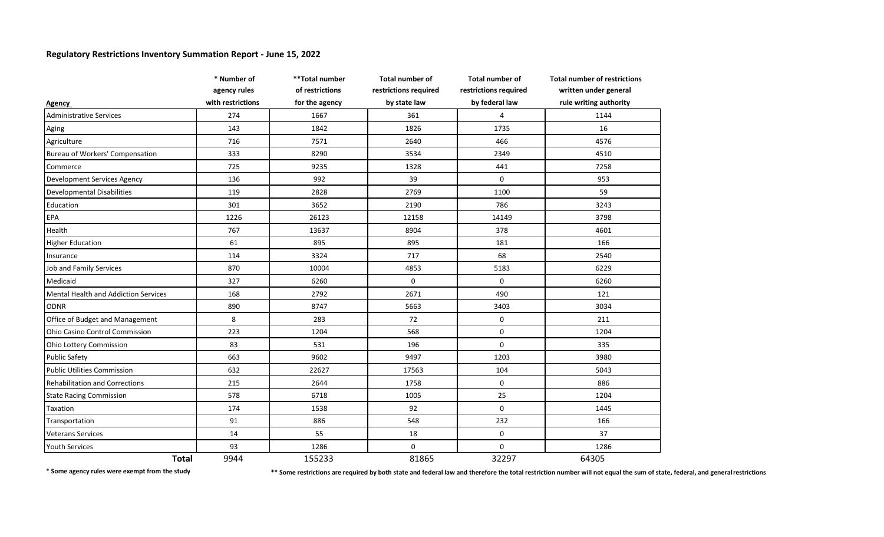## Regulatory Restrictions Inventory Summation Report - June 15, 2022

| Agency | * Number of agency rules with restrictions | **Total number of restrictions for the agency | Total number of restrictions required by state law | Total number of restrictions required by federal law | Total number of restrictions written under general rule writing authority |
|---|---|---|---|---|---|
| Administrative Services | 274 | 1667 | 361 | 4 | 1144 |
| Aging | 143 | 1842 | 1826 | 1735 | 16 |
| Agriculture | 716 | 7571 | 2640 | 466 | 4576 |
| Bureau of Workers' Compensation | 333 | 8290 | 3534 | 2349 | 4510 |
| Commerce | 725 | 9235 | 1328 | 441 | 7258 |
| Development Services Agency | 136 | 992 | 39 | 0 | 953 |
| Developmental Disabilities | 119 | 2828 | 2769 | 1100 | 59 |
| Education | 301 | 3652 | 2190 | 786 | 3243 |
| EPA | 1226 | 26123 | 12158 | 14149 | 3798 |
| Health | 767 | 13637 | 8904 | 378 | 4601 |
| Higher Education | 61 | 895 | 895 | 181 | 166 |
| Insurance | 114 | 3324 | 717 | 68 | 2540 |
| Job and Family Services | 870 | 10004 | 4853 | 5183 | 6229 |
| Medicaid | 327 | 6260 | 0 | 0 | 6260 |
| Mental Health and Addiction Services | 168 | 2792 | 2671 | 490 | 121 |
| ODNR | 890 | 8747 | 5663 | 3403 | 3034 |
| Office of Budget and Management | 8 | 283 | 72 | 0 | 211 |
| Ohio Casino Control Commission | 223 | 1204 | 568 | 0 | 1204 |
| Ohio Lottery Commission | 83 | 531 | 196 | 0 | 335 |
| Public Safety | 663 | 9602 | 9497 | 1203 | 3980 |
| Public Utilities Commission | 632 | 22627 | 17563 | 104 | 5043 |
| Rehabilitation and Corrections | 215 | 2644 | 1758 | 0 | 886 |
| State Racing Commission | 578 | 6718 | 1005 | 25 | 1204 |
| Taxation | 174 | 1538 | 92 | 0 | 1445 |
| Transportation | 91 | 886 | 548 | 232 | 166 |
| Veterans Services | 14 | 55 | 18 | 0 | 37 |
| Youth Services | 93 | 1286 | 0 | 0 | 1286 |
| **Total** | 9944 | 155233 | 81865 | 32297 | 64305 |

**\* Some agency rules were exempt from the study**

**\*\* Some restrictions are required by both state and federal law and therefore the total restriction number will not equal the sum of state, federal, and general restrictions**